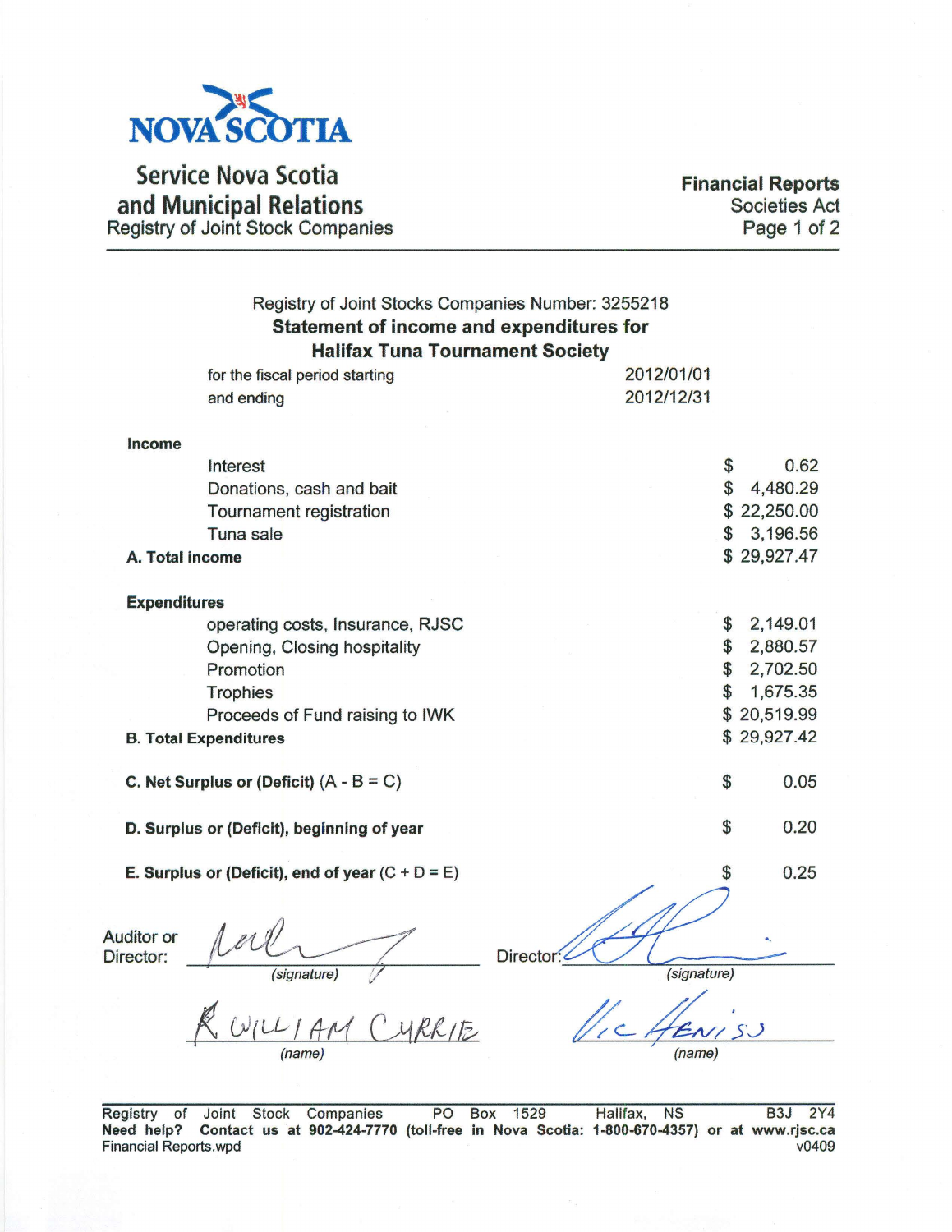# Service Nova Scotia and Municipal Relations

Registry of Joint Stock Companies

**Financial Reports**
Societies Act

Registry of Joint Stocks Companies Number: 3255218

## Statement of income and expenditures for Halifax Tuna Tournament Society

| | |
|---|---|
| for the fiscal period starting | 2012/01/01 |
| and ending | 2012/12/31 |

| | |
|---|---|
| **Income** | |
| Interest | $ 0.62 |
| Donations, cash and bait | $ 4,480.29 |
| Tournament registration | $ 22,250.00 |
| Tuna sale | $ 3,196.56 |
| **A. Total income** | $ 29,927.47 |
| **Expenditures** | |
| operating costs, Insurance, RJSC | $ 2,149.01 |
| Opening, Closing hospitality | $ 2,880.57 |
| Promotion | $ 2,702.50 |
| Trophies | $ 1,675.35 |
| Proceeds of Fund raising to IWK | $ 20,519.99 |
| **B. Total Expenditures** | $ 29,927.42 |
| **C. Net Surplus or (Deficit)** (A - B = C) | $ 0.05 |
| **D. Surplus or (Deficit), beginning of year** | $ 0.20 |
| **E. Surplus or (Deficit), end of year** (C + D = E) | $ 0.25 |

Auditor or Director: _(signature)_
R WILLIAM CURRIE
(name)

Director: _(signature)_
Vic Henisso
(name)

Registry of Joint Stock Companies PO Box 1529 Halifax, NS B3J 2Y4
**Need help? Contact us at 902-424-7770 (toll-free in Nova Scotia: 1-800-670-4357) or at www.rjsc.ca**
Financial Reports.wpd v0409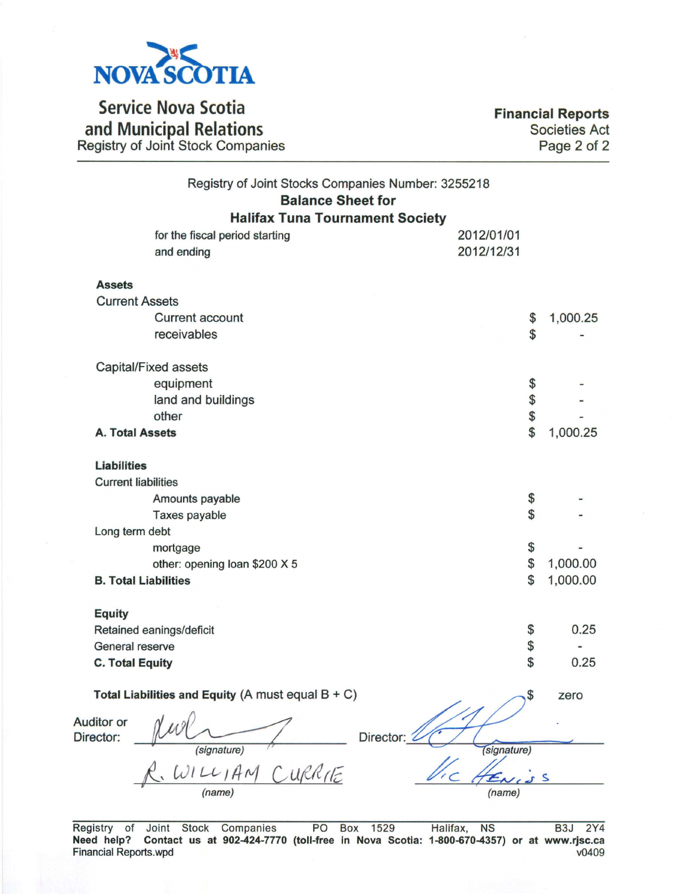Service Nova Scotia
and Municipal Relations
Registry of Joint Stock Companies

**Financial Reports**
Societies Act

Registry of Joint Stocks Companies Number: 3255218

## Balance Sheet for
## Halifax Tuna Tournament Society

| | |
|---|---|
| for the fiscal period starting | 2012/01/01 |
| and ending | 2012/12/31 |

| | |
|---|---|
| **Assets** | |
| Current Assets | |
| Current account | $ 1,000.25 |
| receivables | $ - |
| Capital/Fixed assets | |
| equipment | $ - |
| land and buildings | $ - |
| other | $ - |
| **A. Total Assets** | $ 1,000.25 |
| **Liabilities** | |
| Current liabilities | |
| Amounts payable | $ - |
| Taxes payable | $ - |
| Long term debt | |
| mortgage | $ - |
| other: opening loan $200 X 5 | $ 1,000.00 |
| **B. Total Liabilities** | $ 1,000.00 |
| **Equity** | |
| Retained eanings/deficit | $ 0.25 |
| General reserve | $ - |
| **C. Total Equity** | $ 0.25 |
| **Total Liabilities and Equity** (A must equal B + C) | $ zero |

Auditor or Director: [signature]
*(signature)*
R. WILLIAM CURRIE
*(name)*

Director: [signature]
*(signature)*
Vic Heniss
*(name)*

Registry of Joint Stock Companies PO Box 1529 Halifax, NS B3J 2Y4
**Need help? Contact us at 902-424-7770 (toll-free in Nova Scotia: 1-800-670-4357) or at www.rjsc.ca**
Financial Reports.wpd v0409